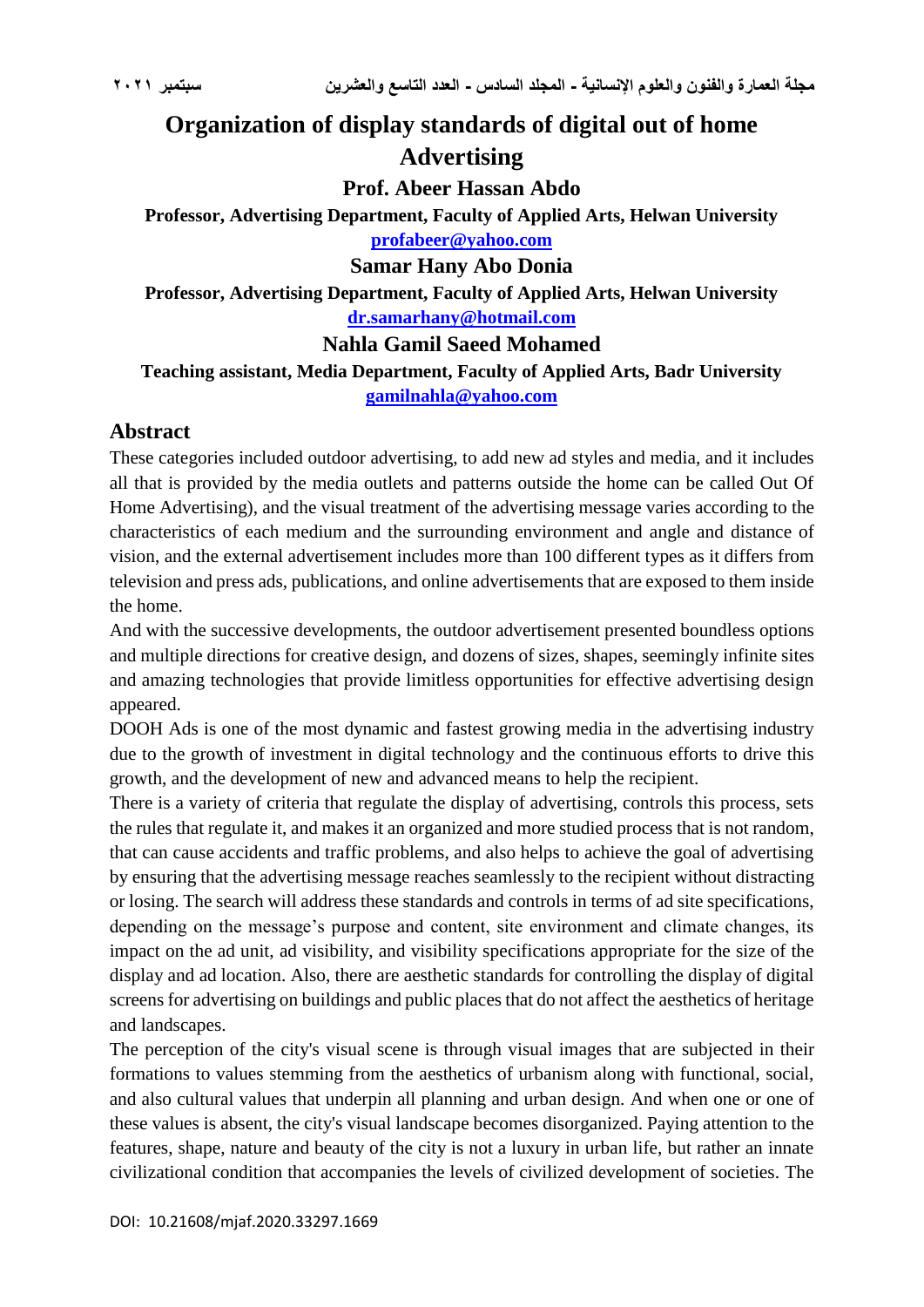# Organization of display standards of digital out of home Advertising

**Prof. Abeer Hassan Abdo**

**Professor, Advertising Department, Faculty of Applied Arts, Helwan University**

**profabeer@yahoo.com**

**Samar Hany Abo Donia**

**Professor, Advertising Department, Faculty of Applied Arts, Helwan University**

**dr.samarhany@hotmail.com**

**Nahla Gamil Saeed Mohamed**

**Teaching assistant, Media Department, Faculty of Applied Arts, Badr University**

**gamilnahla@yahoo.com**

## Abstract

These categories included outdoor advertising, to add new ad styles and media, and it includes all that is provided by the media outlets and patterns outside the home can be called Out Of Home Advertising), and the visual treatment of the advertising message varies according to the characteristics of each medium and the surrounding environment and angle and distance of vision, and the external advertisement includes more than 100 different types as it differs from television and press ads, publications, and online advertisements that are exposed to them inside the home.

And with the successive developments, the outdoor advertisement presented boundless options and multiple directions for creative design, and dozens of sizes, shapes, seemingly infinite sites and amazing technologies that provide limitless opportunities for effective advertising design appeared.

DOOH Ads is one of the most dynamic and fastest growing media in the advertising industry due to the growth of investment in digital technology and the continuous efforts to drive this growth, and the development of new and advanced means to help the recipient.

There is a variety of criteria that regulate the display of advertising, controls this process, sets the rules that regulate it, and makes it an organized and more studied process that is not random, that can cause accidents and traffic problems, and also helps to achieve the goal of advertising by ensuring that the advertising message reaches seamlessly to the recipient without distracting or losing. The search will address these standards and controls in terms of ad site specifications, depending on the message's purpose and content, site environment and climate changes, its impact on the ad unit, ad visibility, and visibility specifications appropriate for the size of the display and ad location. Also, there are aesthetic standards for controlling the display of digital screens for advertising on buildings and public places that do not affect the aesthetics of heritage and landscapes.

The perception of the city's visual scene is through visual images that are subjected in their formations to values stemming from the aesthetics of urbanism along with functional, social, and also cultural values that underpin all planning and urban design. And when one or one of these values is absent, the city's visual landscape becomes disorganized. Paying attention to the features, shape, nature and beauty of the city is not a luxury in urban life, but rather an innate civilizational condition that accompanies the levels of civilized development of societies. The

DOI: 10.21608/mjaf.2020.33297.1669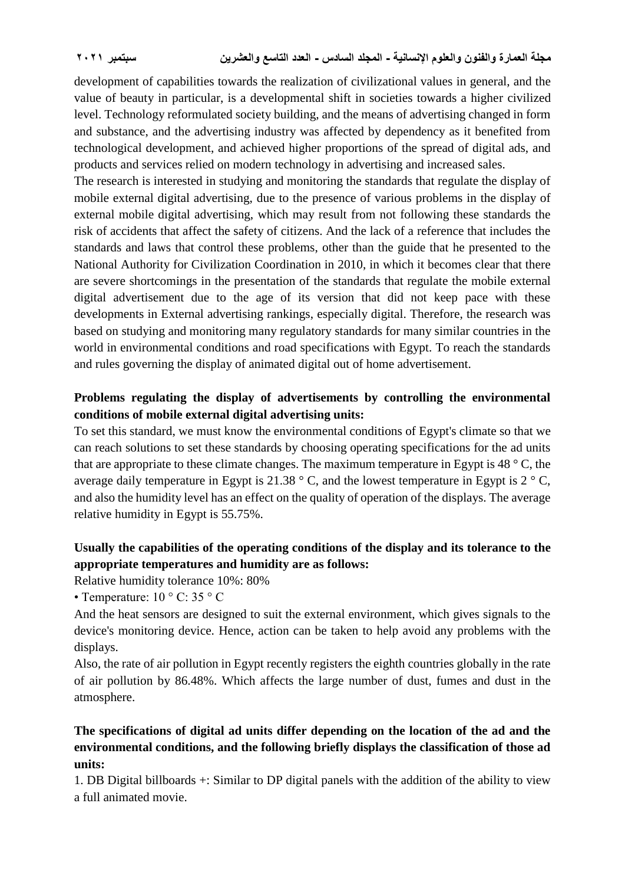development of capabilities towards the realization of civilizational values in general, and the value of beauty in particular, is a developmental shift in societies towards a higher civilized level. Technology reformulated society building, and the means of advertising changed in form and substance, and the advertising industry was affected by dependency as it benefited from technological development, and achieved higher proportions of the spread of digital ads, and products and services relied on modern technology in advertising and increased sales.

The research is interested in studying and monitoring the standards that regulate the display of mobile external digital advertising, due to the presence of various problems in the display of external mobile digital advertising, which may result from not following these standards the risk of accidents that affect the safety of citizens. And the lack of a reference that includes the standards and laws that control these problems, other than the guide that he presented to the National Authority for Civilization Coordination in 2010, in which it becomes clear that there are severe shortcomings in the presentation of the standards that regulate the mobile external digital advertisement due to the age of its version that did not keep pace with these developments in External advertising rankings, especially digital. Therefore, the research was based on studying and monitoring many regulatory standards for many similar countries in the world in environmental conditions and road specifications with Egypt. To reach the standards and rules governing the display of animated digital out of home advertisement.

**Problems regulating the display of advertisements by controlling the environmental conditions of mobile external digital advertising units:**

To set this standard, we must know the environmental conditions of Egypt's climate so that we can reach solutions to set these standards by choosing operating specifications for the ad units that are appropriate to these climate changes. The maximum temperature in Egypt is 48 ° C, the average daily temperature in Egypt is 21.38 ° C, and the lowest temperature in Egypt is 2 ° C, and also the humidity level has an effect on the quality of operation of the displays. The average relative humidity in Egypt is 55.75%.

**Usually the capabilities of the operating conditions of the display and its tolerance to the appropriate temperatures and humidity are as follows:**

Relative humidity tolerance 10%: 80%

• Temperature: 10 ° C: 35 ° C

And the heat sensors are designed to suit the external environment, which gives signals to the device's monitoring device. Hence, action can be taken to help avoid any problems with the displays.

Also, the rate of air pollution in Egypt recently registers the eighth countries globally in the rate of air pollution by 86.48%. Which affects the large number of dust, fumes and dust in the atmosphere.

**The specifications of digital ad units differ depending on the location of the ad and the environmental conditions, and the following briefly displays the classification of those ad units:**

1. DB Digital billboards +: Similar to DP digital panels with the addition of the ability to view a full animated movie.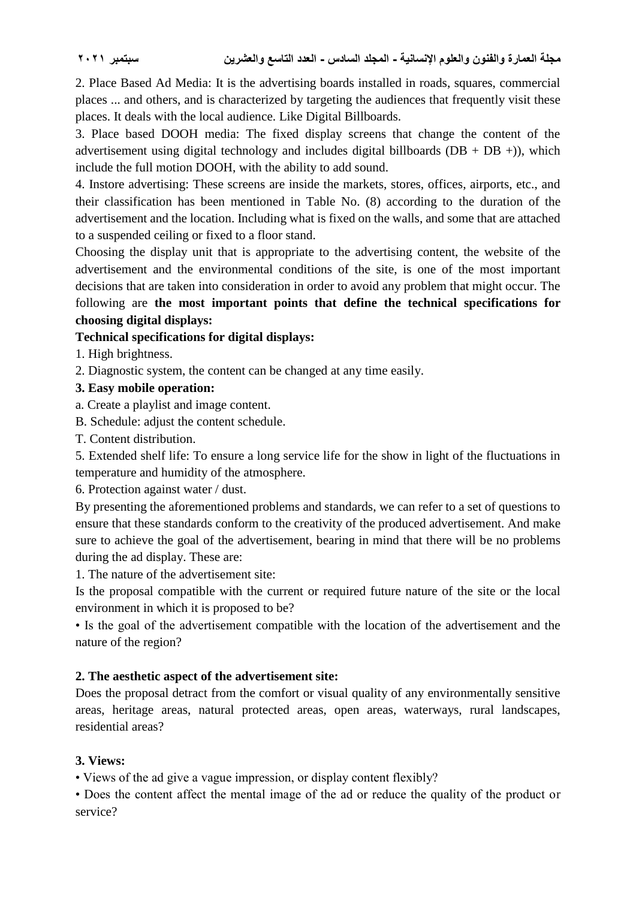2. Place Based Ad Media: It is the advertising boards installed in roads, squares, commercial places ... and others, and is characterized by targeting the audiences that frequently visit these places. It deals with the local audience. Like Digital Billboards.

3. Place based DOOH media: The fixed display screens that change the content of the advertisement using digital technology and includes digital billboards (DB + DB +)), which include the full motion DOOH, with the ability to add sound.

4. Instore advertising: These screens are inside the markets, stores, offices, airports, etc., and their classification has been mentioned in Table No. (8) according to the duration of the advertisement and the location. Including what is fixed on the walls, and some that are attached to a suspended ceiling or fixed to a floor stand.

Choosing the display unit that is appropriate to the advertising content, the website of the advertisement and the environmental conditions of the site, is one of the most important decisions that are taken into consideration in order to avoid any problem that might occur. The following are **the most important points that define the technical specifications for choosing digital displays:**

**Technical specifications for digital displays:**

1. High brightness.

2. Diagnostic system, the content can be changed at any time easily.

**3. Easy mobile operation:**

a. Create a playlist and image content.

B. Schedule: adjust the content schedule.

T. Content distribution.

5. Extended shelf life: To ensure a long service life for the show in light of the fluctuations in temperature and humidity of the atmosphere.

6. Protection against water / dust.

By presenting the aforementioned problems and standards, we can refer to a set of questions to ensure that these standards conform to the creativity of the produced advertisement. And make sure to achieve the goal of the advertisement, bearing in mind that there will be no problems during the ad display. These are:

1. The nature of the advertisement site:

Is the proposal compatible with the current or required future nature of the site or the local environment in which it is proposed to be?

• Is the goal of the advertisement compatible with the location of the advertisement and the nature of the region?

**2. The aesthetic aspect of the advertisement site:**

Does the proposal detract from the comfort or visual quality of any environmentally sensitive areas, heritage areas, natural protected areas, open areas, waterways, rural landscapes, residential areas?

**3. Views:**

• Views of the ad give a vague impression, or display content flexibly?

• Does the content affect the mental image of the ad or reduce the quality of the product or service?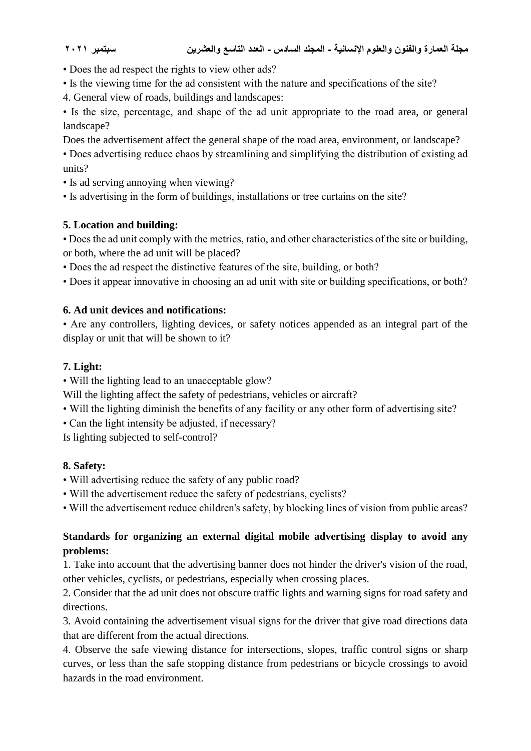• Does the ad respect the rights to view other ads?

• Is the viewing time for the ad consistent with the nature and specifications of the site?

4. General view of roads, buildings and landscapes:

• Is the size, percentage, and shape of the ad unit appropriate to the road area, or general landscape?

Does the advertisement affect the general shape of the road area, environment, or landscape?

• Does advertising reduce chaos by streamlining and simplifying the distribution of existing ad units?

• Is ad serving annoying when viewing?

• Is advertising in the form of buildings, installations or tree curtains on the site?

**5. Location and building:**

• Does the ad unit comply with the metrics, ratio, and other characteristics of the site or building, or both, where the ad unit will be placed?

• Does the ad respect the distinctive features of the site, building, or both?

• Does it appear innovative in choosing an ad unit with site or building specifications, or both?

**6. Ad unit devices and notifications:**

• Are any controllers, lighting devices, or safety notices appended as an integral part of the display or unit that will be shown to it?

**7. Light:**

• Will the lighting lead to an unacceptable glow?

Will the lighting affect the safety of pedestrians, vehicles or aircraft?

• Will the lighting diminish the benefits of any facility or any other form of advertising site?

• Can the light intensity be adjusted, if necessary?

Is lighting subjected to self-control?

**8. Safety:**

• Will advertising reduce the safety of any public road?

• Will the advertisement reduce the safety of pedestrians, cyclists?

• Will the advertisement reduce children's safety, by blocking lines of vision from public areas?

**Standards for organizing an external digital mobile advertising display to avoid any problems:**

1. Take into account that the advertising banner does not hinder the driver's vision of the road, other vehicles, cyclists, or pedestrians, especially when crossing places.

2. Consider that the ad unit does not obscure traffic lights and warning signs for road safety and directions.

3. Avoid containing the advertisement visual signs for the driver that give road directions data that are different from the actual directions.

4. Observe the safe viewing distance for intersections, slopes, traffic control signs or sharp curves, or less than the safe stopping distance from pedestrians or bicycle crossings to avoid hazards in the road environment.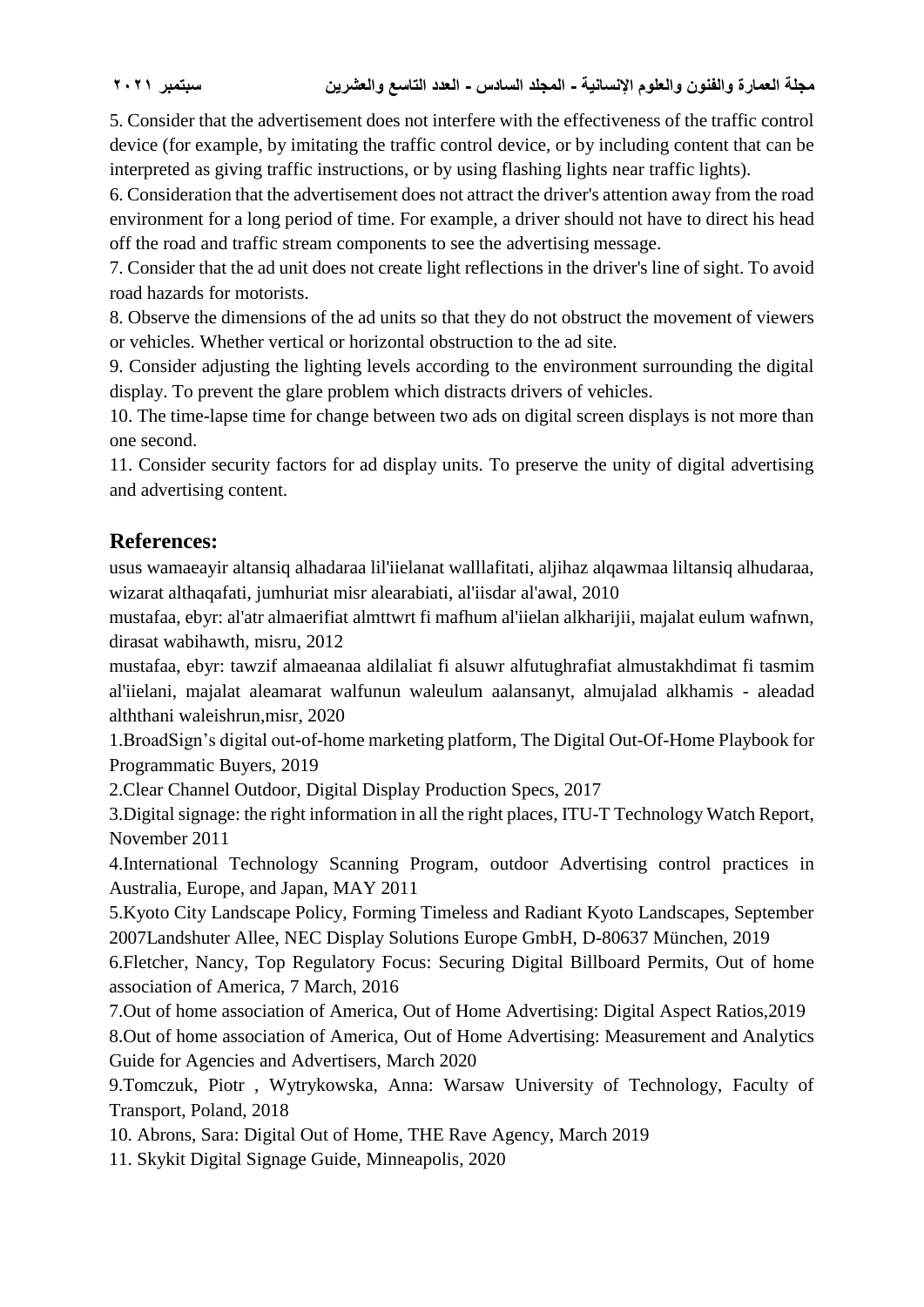5. Consider that the advertisement does not interfere with the effectiveness of the traffic control device (for example, by imitating the traffic control device, or by including content that can be interpreted as giving traffic instructions, or by using flashing lights near traffic lights).

6. Consideration that the advertisement does not attract the driver's attention away from the road environment for a long period of time. For example, a driver should not have to direct his head off the road and traffic stream components to see the advertising message.

7. Consider that the ad unit does not create light reflections in the driver's line of sight. To avoid road hazards for motorists.

8. Observe the dimensions of the ad units so that they do not obstruct the movement of viewers or vehicles. Whether vertical or horizontal obstruction to the ad site.

9. Consider adjusting the lighting levels according to the environment surrounding the digital display. To prevent the glare problem which distracts drivers of vehicles.

10. The time-lapse time for change between two ads on digital screen displays is not more than one second.

11. Consider security factors for ad display units. To preserve the unity of digital advertising and advertising content.

## References:

usus wamaeayir altansiq alhadaraa lil'iielanat walllafitati, aljihaz alqawmaa liltansiq alhudaraa, wizarat althaqafati, jumhuriat misr alearabiati, al'iisdar al'awal, 2010

mustafaa, ebyr: al'atr almaerifiat almttwrt fi mafhum al'iielan alkharijii, majalat eulum wafnwn, dirasat wabihawth, misru, 2012

mustafaa, ebyr: tawzif almaeanaa aldilaliat fi alsuwr alfutughrafiat almustakhdimat fi tasmim al'iielani, majalat aleamarat walfunun waleulum aalansanyt, almujalad alkhamis - aleadad alththani waleishrun,misr, 2020

1.BroadSign's digital out-of-home marketing platform, The Digital Out-Of-Home Playbook for Programmatic Buyers, 2019

2.Clear Channel Outdoor, Digital Display Production Specs, 2017

3.Digital signage: the right information in all the right places, ITU-T Technology Watch Report, November 2011

4.International Technology Scanning Program, outdoor Advertising control practices in Australia, Europe, and Japan, MAY 2011

5.Kyoto City Landscape Policy, Forming Timeless and Radiant Kyoto Landscapes, September 2007Landshuter Allee, NEC Display Solutions Europe GmbH, D-80637 München, 2019

6.Fletcher, Nancy, Top Regulatory Focus: Securing Digital Billboard Permits, Out of home association of America, 7 March, 2016

7.Out of home association of America, Out of Home Advertising: Digital Aspect Ratios,2019

8.Out of home association of America, Out of Home Advertising: Measurement and Analytics Guide for Agencies and Advertisers, March 2020

9.Tomczuk, Piotr , Wytrykowska, Anna: Warsaw University of Technology, Faculty of Transport, Poland, 2018

10. Abrons, Sara: Digital Out of Home, THE Rave Agency, March 2019

11. Skykit Digital Signage Guide, Minneapolis, 2020